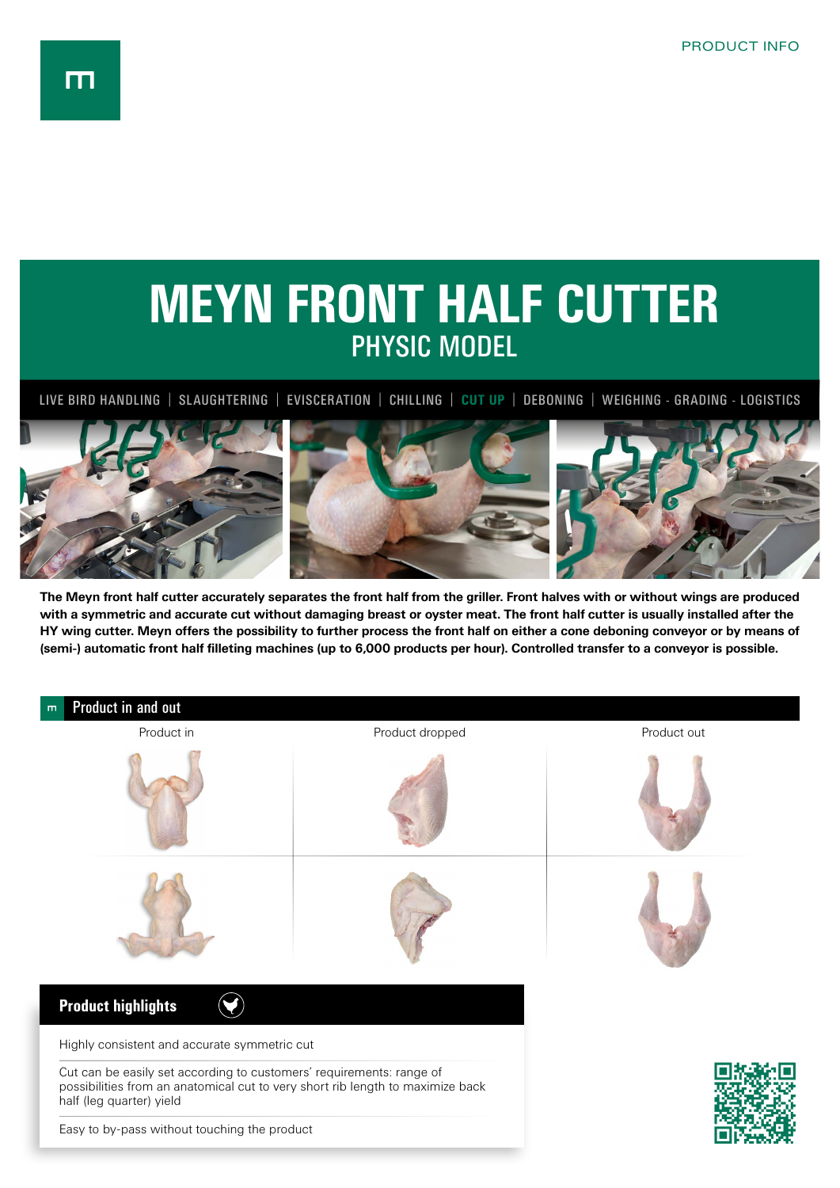PRODUCT INFO

# MEYN FRONT HALF CUTTER

## PHYSIC MODEL

LIVE BIRD HANDLING | SLAUGHTERING | EVISCERATION | CHILLING | **CUT UP** | DEBONING | WEIGHING - GRADING - LOGISTICS

**The Meyn front half cutter accurately separates the front half from the griller. Front halves with or without wings are produced with a symmetric and accurate cut without damaging breast or oyster meat. The front half cutter is usually installed after the HY wing cutter. Meyn offers the possibility to further process the front half on either a cone deboning conveyor or by means of (semi-) automatic front half filleting machines (up to 6,000 products per hour). Controlled transfer to a conveyor is possible.**

## Product in and out

| Product in | Product dropped | Product out |
|---|---|---|

## Product highlights

- Highly consistent and accurate symmetric cut
- Cut can be easily set according to customers' requirements: range of possibilities from an anatomical cut to very short rib length to maximize back half (leg quarter) yield
- Easy to by-pass without touching the product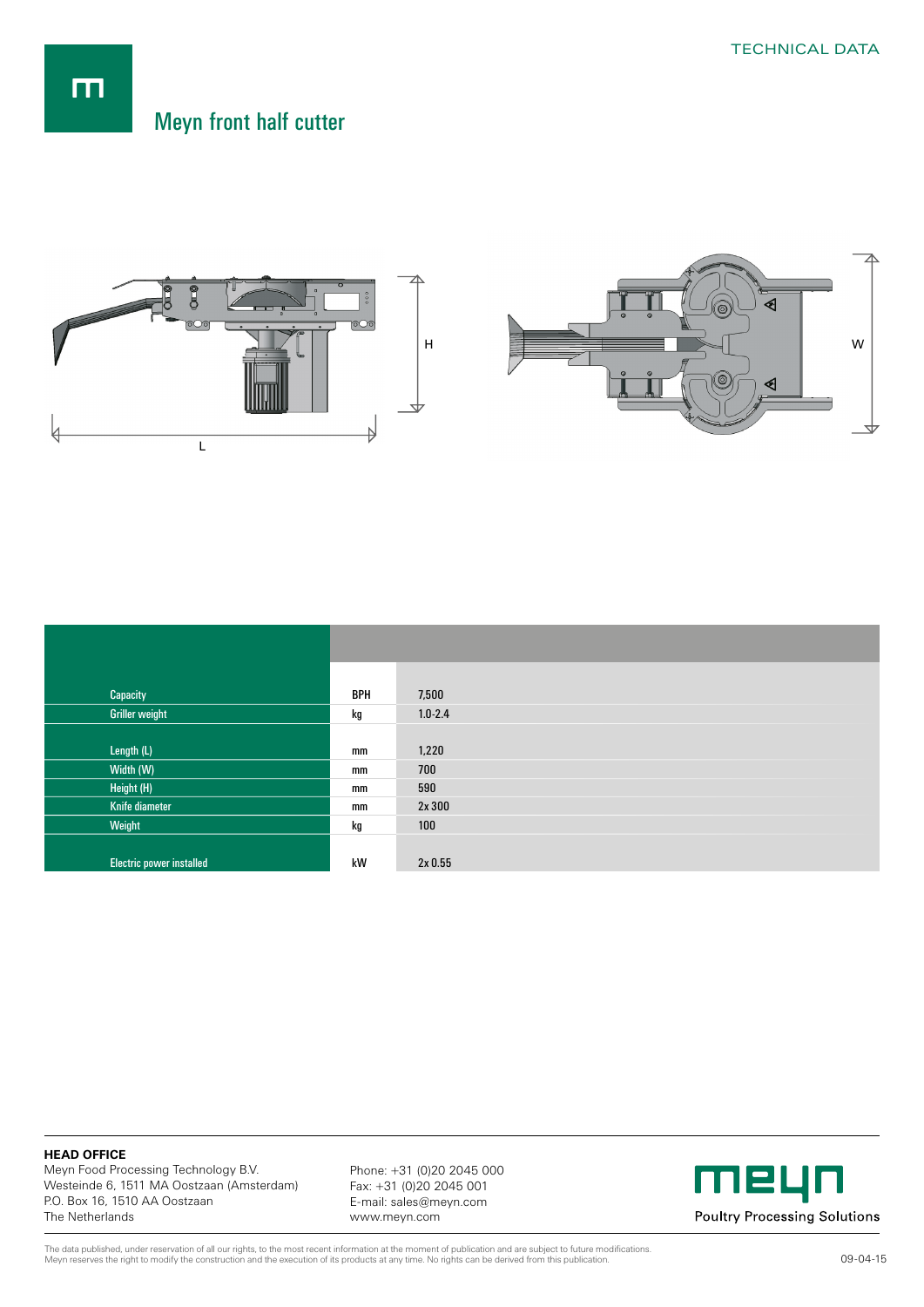TECHNICAL DATA

# Meyn front half cutter

H

L

W

| | | |
|---|---|---|
| Capacity | BPH | 7,500 |
| Griller weight | kg | 1.0-2.4 |
| Length (L) | mm | 1,220 |
| Width (W) | mm | 700 |
| Height (H) | mm | 590 |
| Knife diameter | mm | 2x 300 |
| Weight | kg | 100 |
| Electric power installed | kW | 2x 0.55 |

**HEAD OFFICE**
Meyn Food Processing Technology B.V.
Westeinde 6, 1511 MA Oostzaan (Amsterdam)
P.O. Box 16, 1510 AA Oostzaan
The Netherlands

Phone: +31 (0)20 2045 000
Fax: +31 (0)20 2045 001
E-mail: sales@meyn.com
www.meyn.com

meyn
Poultry Processing Solutions

The data published, under reservation of all our rights, to the most recent information at the moment of publication and are subject to future modifications. Meyn reserves the right to modify the construction and the execution of its products at any time. No rights can be derived from this publication.

09-04-15